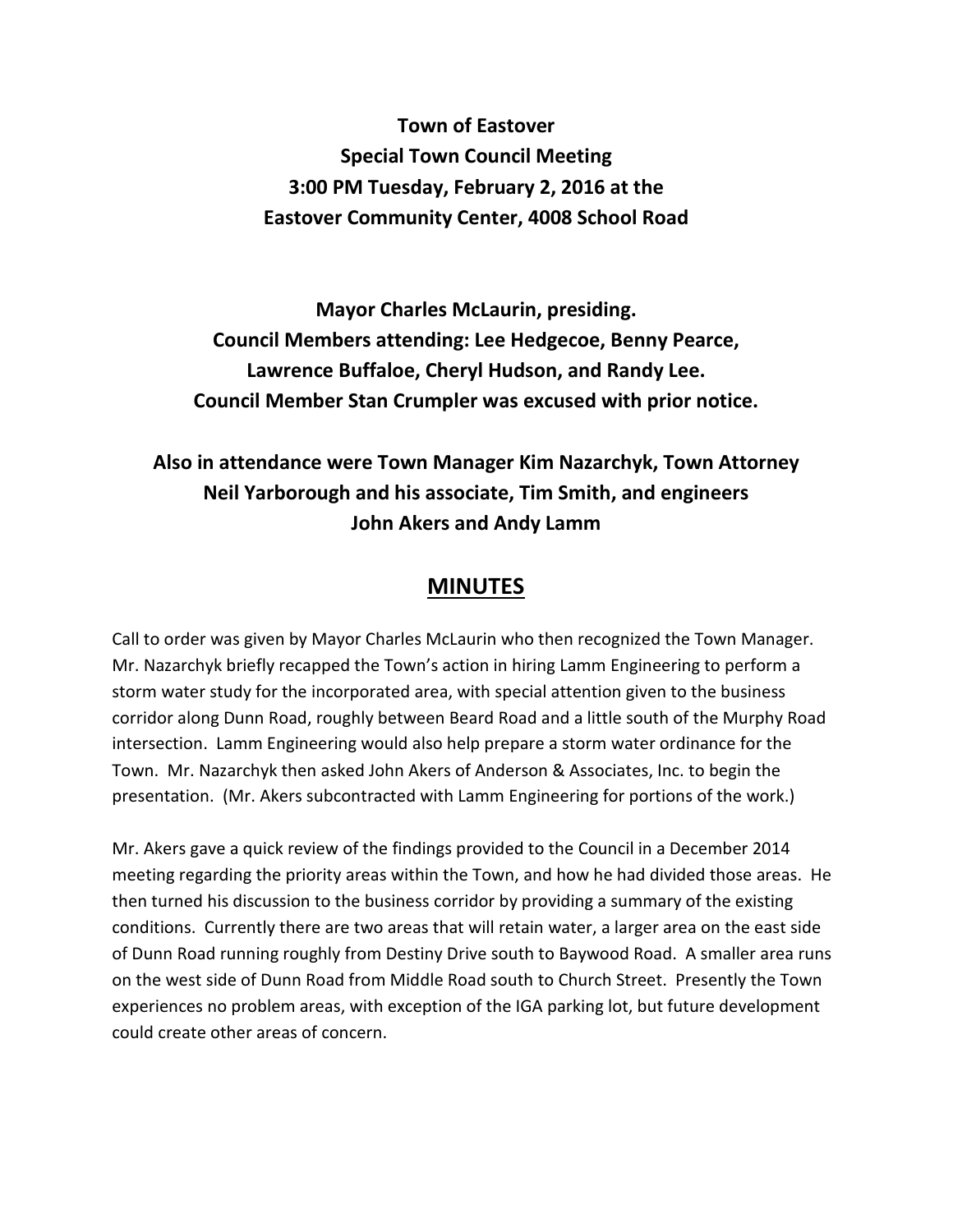**Town of Eastover**
**Special Town Council Meeting**
**3:00 PM Tuesday, February 2, 2016 at the**
**Eastover Community Center, 4008 School Road**

**Mayor Charles McLaurin, presiding.**
**Council Members attending: Lee Hedgecoe, Benny Pearce,**
**Lawrence Buffaloe, Cheryl Hudson, and Randy Lee.**
**Council Member Stan Crumpler was excused with prior notice.**

**Also in attendance were Town Manager Kim Nazarchyk, Town Attorney Neil Yarborough and his associate, Tim Smith, and engineers John Akers and Andy Lamm**

# MINUTES

Call to order was given by Mayor Charles McLaurin who then recognized the Town Manager. Mr. Nazarchyk briefly recapped the Town's action in hiring Lamm Engineering to perform a storm water study for the incorporated area, with special attention given to the business corridor along Dunn Road, roughly between Beard Road and a little south of the Murphy Road intersection. Lamm Engineering would also help prepare a storm water ordinance for the Town. Mr. Nazarchyk then asked John Akers of Anderson & Associates, Inc. to begin the presentation. (Mr. Akers subcontracted with Lamm Engineering for portions of the work.)

Mr. Akers gave a quick review of the findings provided to the Council in a December 2014 meeting regarding the priority areas within the Town, and how he had divided those areas. He then turned his discussion to the business corridor by providing a summary of the existing conditions. Currently there are two areas that will retain water, a larger area on the east side of Dunn Road running roughly from Destiny Drive south to Baywood Road. A smaller area runs on the west side of Dunn Road from Middle Road south to Church Street. Presently the Town experiences no problem areas, with exception of the IGA parking lot, but future development could create other areas of concern.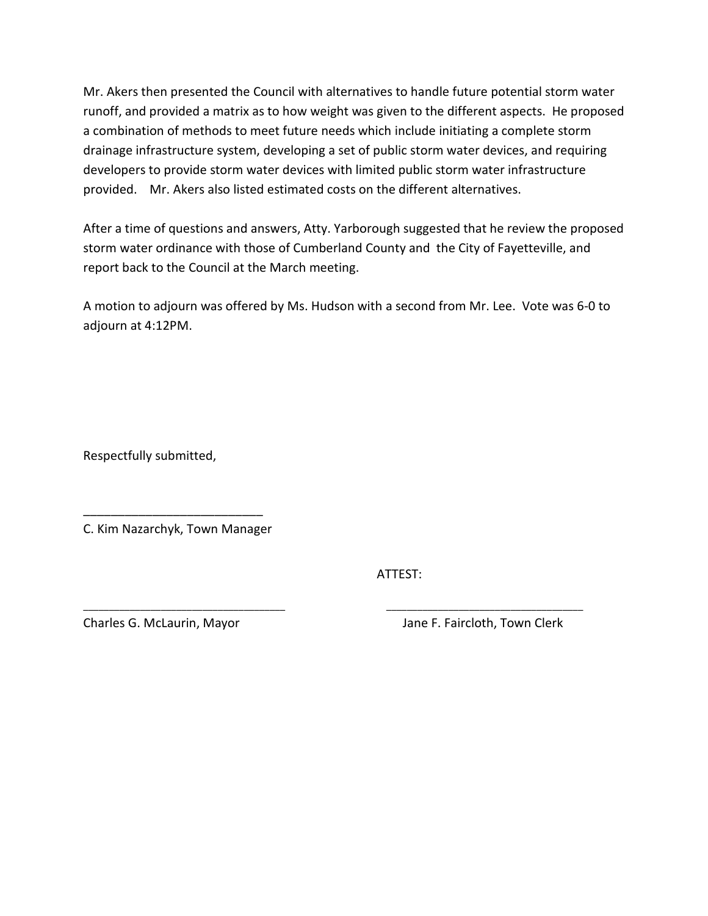Mr. Akers then presented the Council with alternatives to handle future potential storm water runoff, and provided a matrix as to how weight was given to the different aspects. He proposed a combination of methods to meet future needs which include initiating a complete storm drainage infrastructure system, developing a set of public storm water devices, and requiring developers to provide storm water devices with limited public storm water infrastructure provided. Mr. Akers also listed estimated costs on the different alternatives.

After a time of questions and answers, Atty. Yarborough suggested that he review the proposed storm water ordinance with those of Cumberland County and the City of Fayetteville, and report back to the Council at the March meeting.

A motion to adjourn was offered by Ms. Hudson with a second from Mr. Lee. Vote was 6-0 to adjourn at 4:12PM.

Respectfully submitted,

___________________________

C. Kim Nazarchyk, Town Manager

ATTEST:

_______________________________ _______________________________

Charles G. McLaurin, Mayor Jane F. Faircloth, Town Clerk